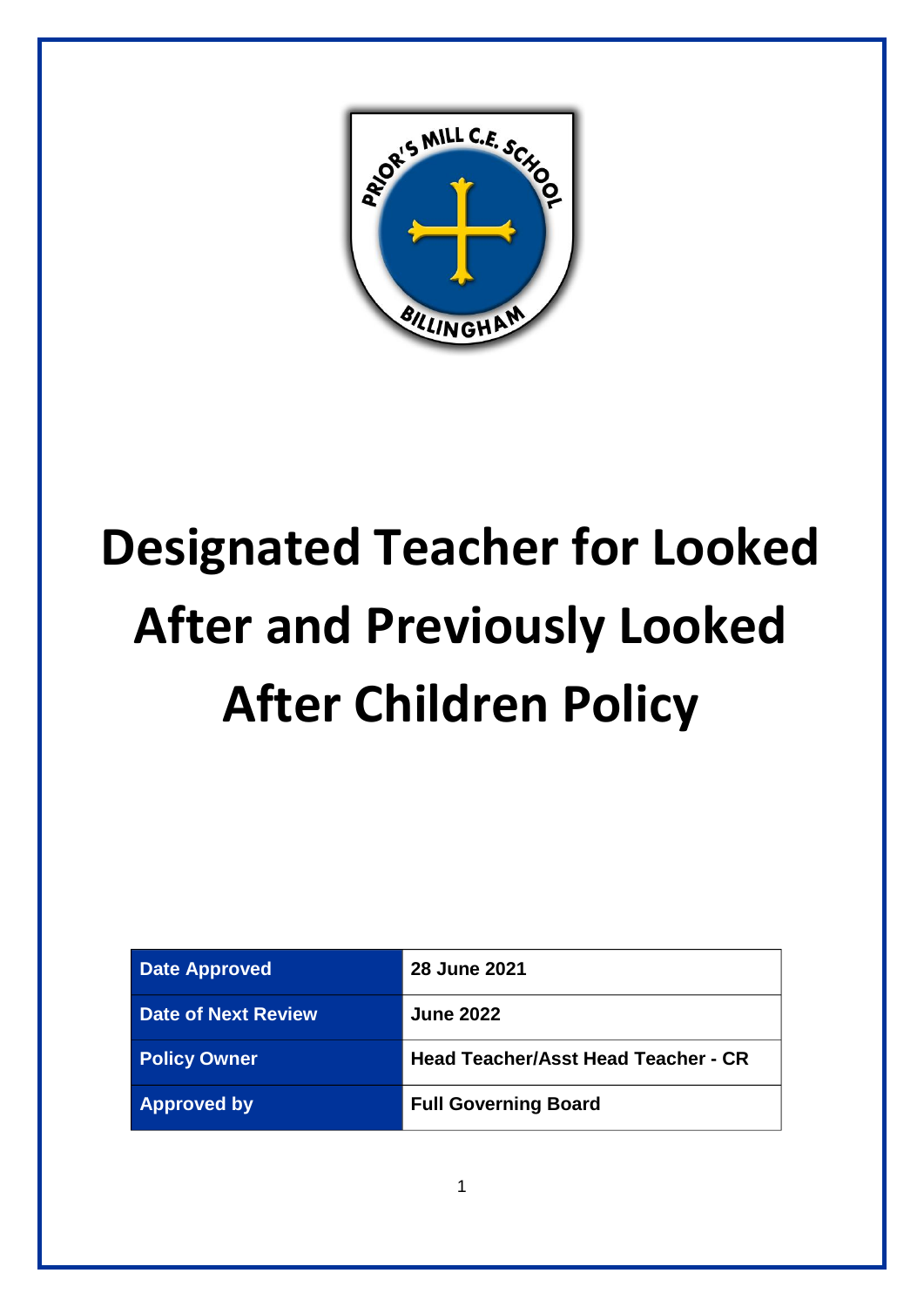# Designated Teacher for Looked After and Previously Looked After Children Policy

| Date Approved | 28 June 2021 |
| --- | --- |
| Date of Next Review | June 2022 |
| Policy Owner | Head Teacher/Asst Head Teacher - CR |
| Approved by | Full Governing Board |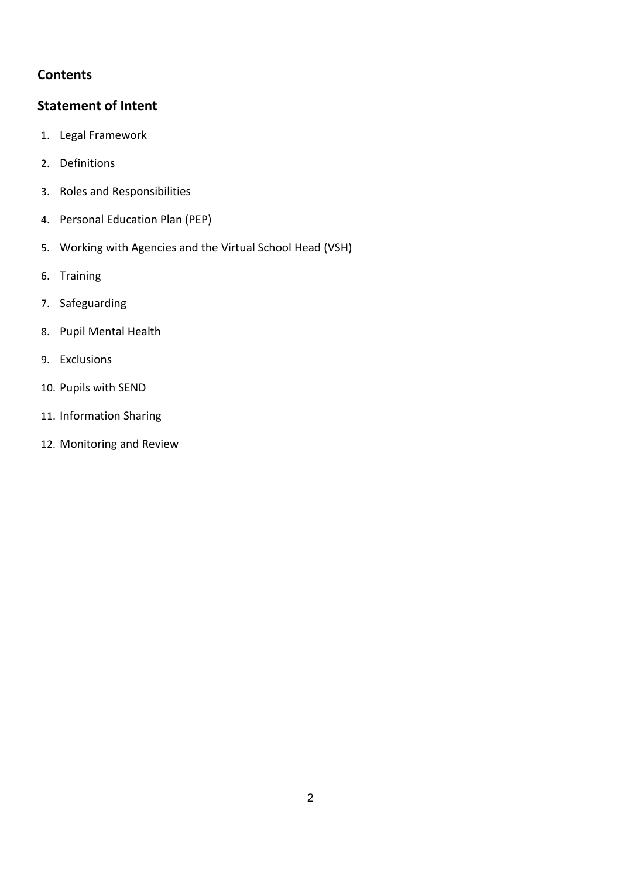## Contents

## Statement of Intent

1. Legal Framework
2. Definitions
3. Roles and Responsibilities
4. Personal Education Plan (PEP)
5. Working with Agencies and the Virtual School Head (VSH)
6. Training
7. Safeguarding
8. Pupil Mental Health
9. Exclusions
10. Pupils with SEND
11. Information Sharing
12. Monitoring and Review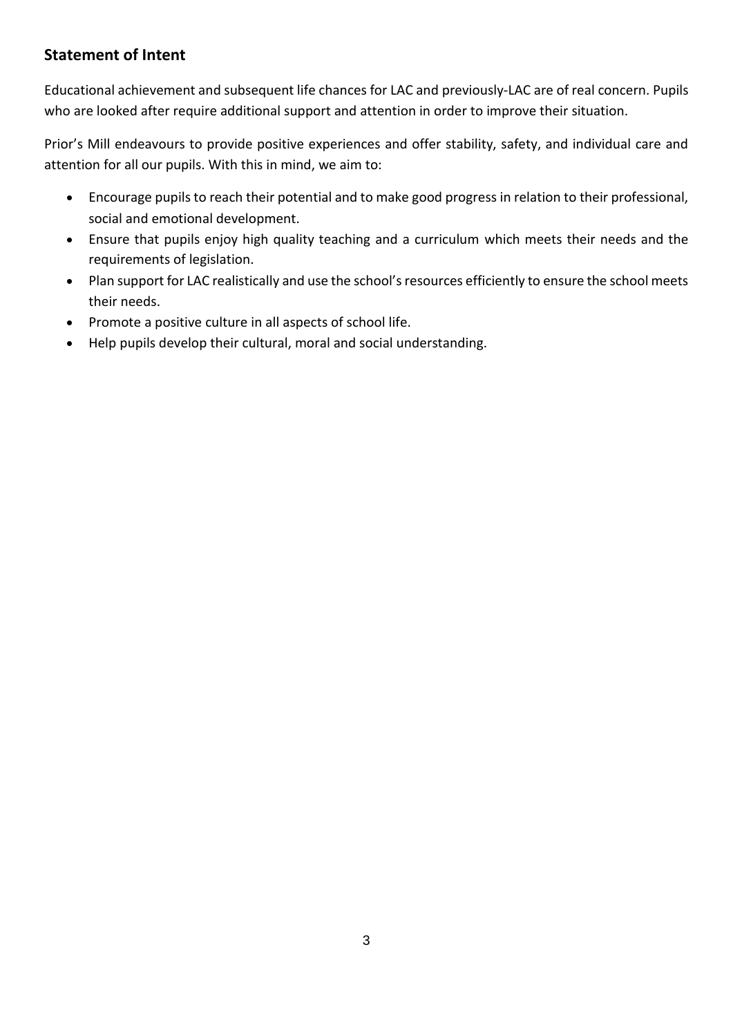## Statement of Intent

Educational achievement and subsequent life chances for LAC and previously-LAC are of real concern. Pupils who are looked after require additional support and attention in order to improve their situation.

Prior's Mill endeavours to provide positive experiences and offer stability, safety, and individual care and attention for all our pupils. With this in mind, we aim to:

- Encourage pupils to reach their potential and to make good progress in relation to their professional, social and emotional development.
- Ensure that pupils enjoy high quality teaching and a curriculum which meets their needs and the requirements of legislation.
- Plan support for LAC realistically and use the school's resources efficiently to ensure the school meets their needs.
- Promote a positive culture in all aspects of school life.
- Help pupils develop their cultural, moral and social understanding.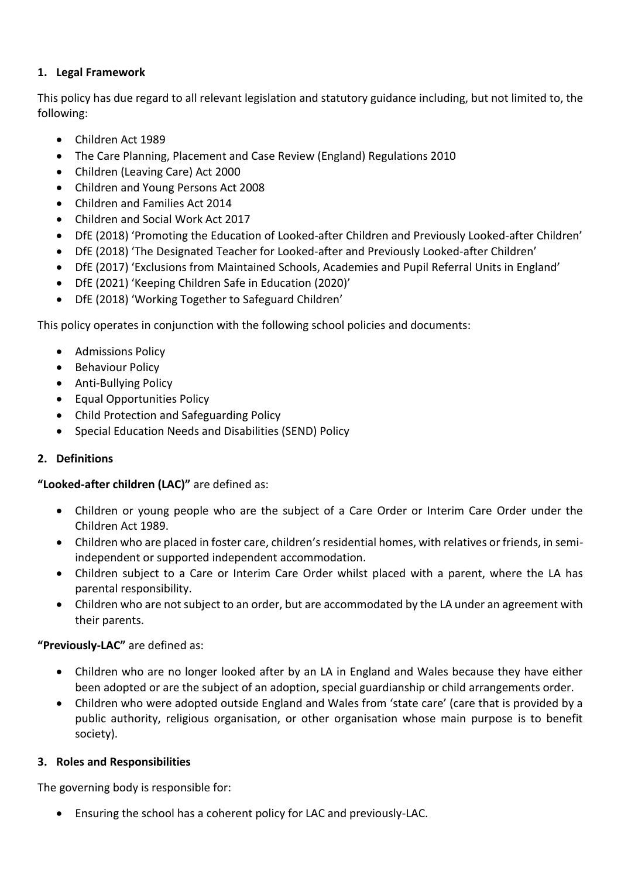## 1. Legal Framework

This policy has due regard to all relevant legislation and statutory guidance including, but not limited to, the following:

- Children Act 1989
- The Care Planning, Placement and Case Review (England) Regulations 2010
- Children (Leaving Care) Act 2000
- Children and Young Persons Act 2008
- Children and Families Act 2014
- Children and Social Work Act 2017
- DfE (2018) 'Promoting the Education of Looked-after Children and Previously Looked-after Children'
- DfE (2018) 'The Designated Teacher for Looked-after and Previously Looked-after Children'
- DfE (2017) 'Exclusions from Maintained Schools, Academies and Pupil Referral Units in England'
- DfE (2021) 'Keeping Children Safe in Education (2020)'
- DfE (2018) 'Working Together to Safeguard Children'

This policy operates in conjunction with the following school policies and documents:

- Admissions Policy
- Behaviour Policy
- Anti-Bullying Policy
- Equal Opportunities Policy
- Child Protection and Safeguarding Policy
- Special Education Needs and Disabilities (SEND) Policy

## 2. Definitions

**"Looked-after children (LAC)"** are defined as:

- Children or young people who are the subject of a Care Order or Interim Care Order under the Children Act 1989.
- Children who are placed in foster care, children's residential homes, with relatives or friends, in semi-independent or supported independent accommodation.
- Children subject to a Care or Interim Care Order whilst placed with a parent, where the LA has parental responsibility.
- Children who are not subject to an order, but are accommodated by the LA under an agreement with their parents.

**"Previously-LAC"** are defined as:

- Children who are no longer looked after by an LA in England and Wales because they have either been adopted or are the subject of an adoption, special guardianship or child arrangements order.
- Children who were adopted outside England and Wales from 'state care' (care that is provided by a public authority, religious organisation, or other organisation whose main purpose is to benefit society).

## 3. Roles and Responsibilities

The governing body is responsible for:

- Ensuring the school has a coherent policy for LAC and previously-LAC.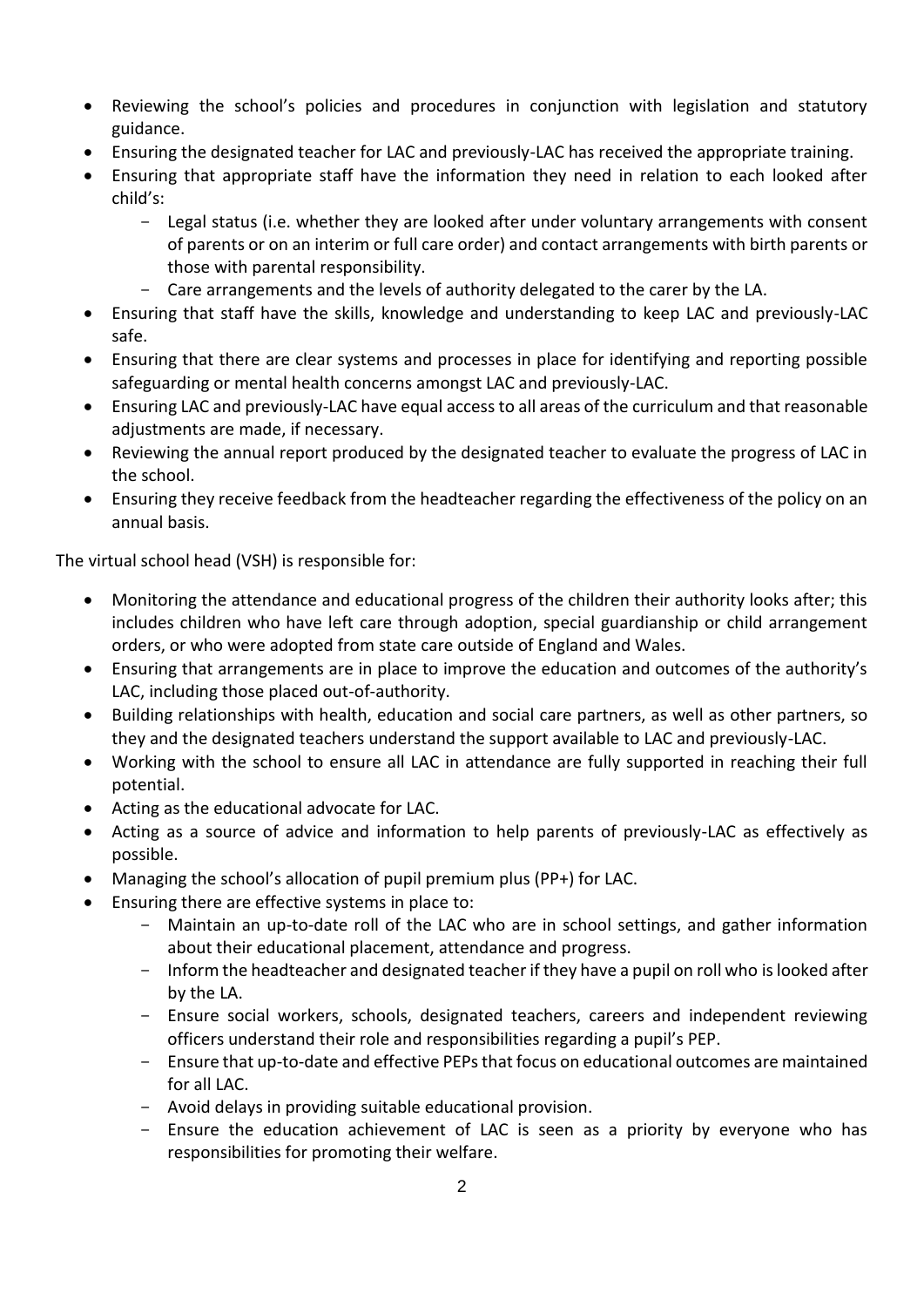- Reviewing the school's policies and procedures in conjunction with legislation and statutory guidance.
- Ensuring the designated teacher for LAC and previously-LAC has received the appropriate training.
- Ensuring that appropriate staff have the information they need in relation to each looked after child's:
  - Legal status (i.e. whether they are looked after under voluntary arrangements with consent of parents or on an interim or full care order) and contact arrangements with birth parents or those with parental responsibility.
  - Care arrangements and the levels of authority delegated to the carer by the LA.
- Ensuring that staff have the skills, knowledge and understanding to keep LAC and previously-LAC safe.
- Ensuring that there are clear systems and processes in place for identifying and reporting possible safeguarding or mental health concerns amongst LAC and previously-LAC.
- Ensuring LAC and previously-LAC have equal access to all areas of the curriculum and that reasonable adjustments are made, if necessary.
- Reviewing the annual report produced by the designated teacher to evaluate the progress of LAC in the school.
- Ensuring they receive feedback from the headteacher regarding the effectiveness of the policy on an annual basis.

The virtual school head (VSH) is responsible for:

- Monitoring the attendance and educational progress of the children their authority looks after; this includes children who have left care through adoption, special guardianship or child arrangement orders, or who were adopted from state care outside of England and Wales.
- Ensuring that arrangements are in place to improve the education and outcomes of the authority's LAC, including those placed out-of-authority.
- Building relationships with health, education and social care partners, as well as other partners, so they and the designated teachers understand the support available to LAC and previously-LAC.
- Working with the school to ensure all LAC in attendance are fully supported in reaching their full potential.
- Acting as the educational advocate for LAC.
- Acting as a source of advice and information to help parents of previously-LAC as effectively as possible.
- Managing the school's allocation of pupil premium plus (PP+) for LAC.
- Ensuring there are effective systems in place to:
  - Maintain an up-to-date roll of the LAC who are in school settings, and gather information about their educational placement, attendance and progress.
  - Inform the headteacher and designated teacher if they have a pupil on roll who is looked after by the LA.
  - Ensure social workers, schools, designated teachers, careers and independent reviewing officers understand their role and responsibilities regarding a pupil's PEP.
  - Ensure that up-to-date and effective PEPs that focus on educational outcomes are maintained for all LAC.
  - Avoid delays in providing suitable educational provision.
  - Ensure the education achievement of LAC is seen as a priority by everyone who has responsibilities for promoting their welfare.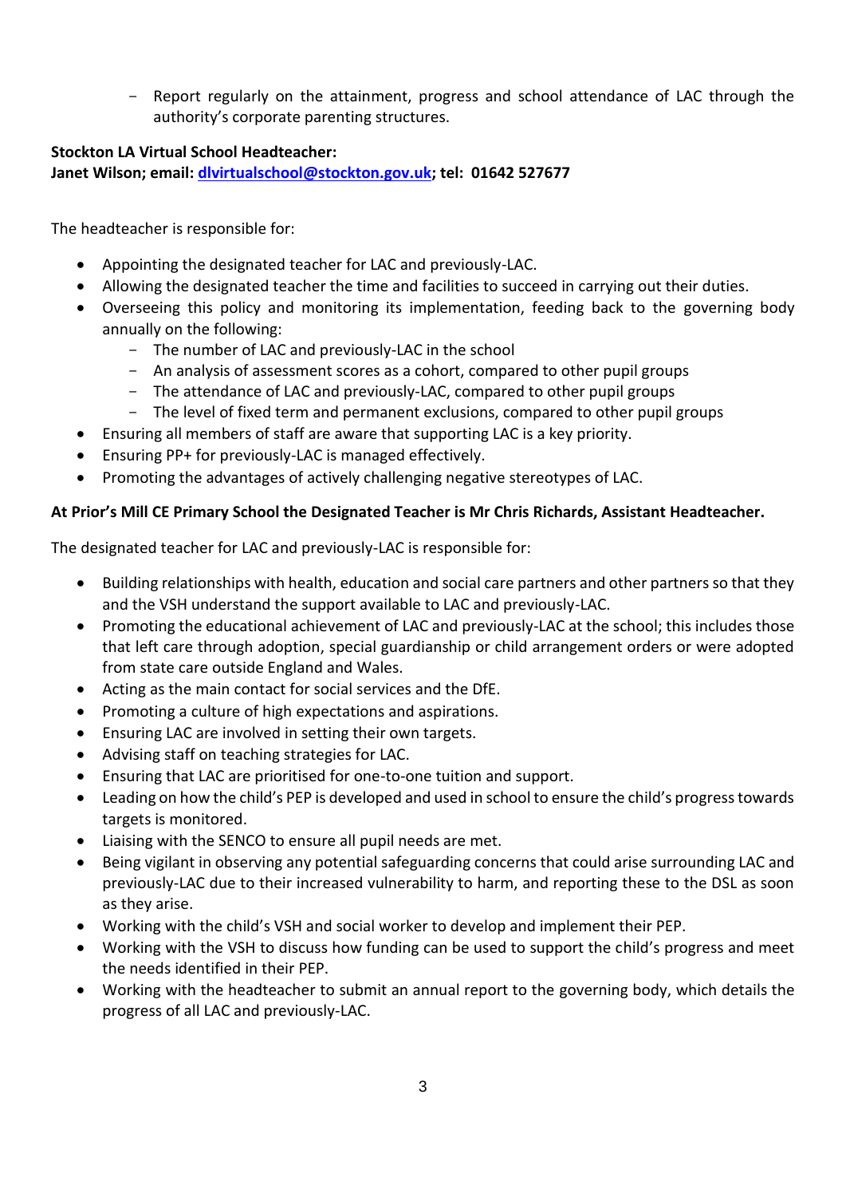- Report regularly on the attainment, progress and school attendance of LAC through the authority's corporate parenting structures.

**Stockton LA Virtual School Headteacher:**
**Janet Wilson; email: dlvirtualschool@stockton.gov.uk; tel: 01642 527677**

The headteacher is responsible for:

- Appointing the designated teacher for LAC and previously-LAC.
- Allowing the designated teacher the time and facilities to succeed in carrying out their duties.
- Overseeing this policy and monitoring its implementation, feeding back to the governing body annually on the following:
  - The number of LAC and previously-LAC in the school
  - An analysis of assessment scores as a cohort, compared to other pupil groups
  - The attendance of LAC and previously-LAC, compared to other pupil groups
  - The level of fixed term and permanent exclusions, compared to other pupil groups
- Ensuring all members of staff are aware that supporting LAC is a key priority.
- Ensuring PP+ for previously-LAC is managed effectively.
- Promoting the advantages of actively challenging negative stereotypes of LAC.

**At Prior's Mill CE Primary School the Designated Teacher is Mr Chris Richards, Assistant Headteacher.**

The designated teacher for LAC and previously-LAC is responsible for:

- Building relationships with health, education and social care partners and other partners so that they and the VSH understand the support available to LAC and previously-LAC.
- Promoting the educational achievement of LAC and previously-LAC at the school; this includes those that left care through adoption, special guardianship or child arrangement orders or were adopted from state care outside England and Wales.
- Acting as the main contact for social services and the DfE.
- Promoting a culture of high expectations and aspirations.
- Ensuring LAC are involved in setting their own targets.
- Advising staff on teaching strategies for LAC.
- Ensuring that LAC are prioritised for one-to-one tuition and support.
- Leading on how the child's PEP is developed and used in school to ensure the child's progress towards targets is monitored.
- Liaising with the SENCO to ensure all pupil needs are met.
- Being vigilant in observing any potential safeguarding concerns that could arise surrounding LAC and previously-LAC due to their increased vulnerability to harm, and reporting these to the DSL as soon as they arise.
- Working with the child's VSH and social worker to develop and implement their PEP.
- Working with the VSH to discuss how funding can be used to support the child's progress and meet the needs identified in their PEP.
- Working with the headteacher to submit an annual report to the governing body, which details the progress of all LAC and previously-LAC.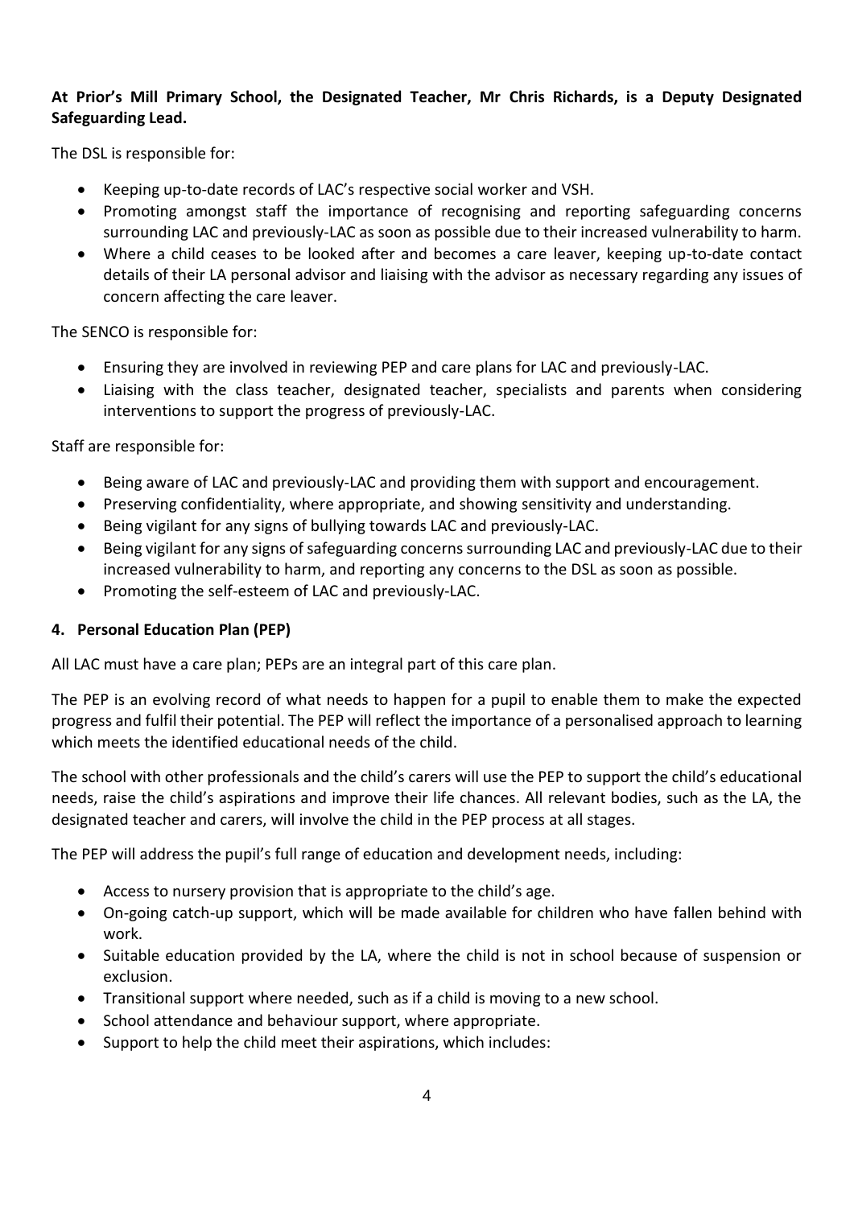**At Prior's Mill Primary School, the Designated Teacher, Mr Chris Richards, is a Deputy Designated Safeguarding Lead.**

The DSL is responsible for:

- Keeping up-to-date records of LAC's respective social worker and VSH.
- Promoting amongst staff the importance of recognising and reporting safeguarding concerns surrounding LAC and previously-LAC as soon as possible due to their increased vulnerability to harm.
- Where a child ceases to be looked after and becomes a care leaver, keeping up-to-date contact details of their LA personal advisor and liaising with the advisor as necessary regarding any issues of concern affecting the care leaver.

The SENCO is responsible for:

- Ensuring they are involved in reviewing PEP and care plans for LAC and previously-LAC.
- Liaising with the class teacher, designated teacher, specialists and parents when considering interventions to support the progress of previously-LAC.

Staff are responsible for:

- Being aware of LAC and previously-LAC and providing them with support and encouragement.
- Preserving confidentiality, where appropriate, and showing sensitivity and understanding.
- Being vigilant for any signs of bullying towards LAC and previously-LAC.
- Being vigilant for any signs of safeguarding concerns surrounding LAC and previously-LAC due to their increased vulnerability to harm, and reporting any concerns to the DSL as soon as possible.
- Promoting the self-esteem of LAC and previously-LAC.

## 4. Personal Education Plan (PEP)

All LAC must have a care plan; PEPs are an integral part of this care plan.

The PEP is an evolving record of what needs to happen for a pupil to enable them to make the expected progress and fulfil their potential. The PEP will reflect the importance of a personalised approach to learning which meets the identified educational needs of the child.

The school with other professionals and the child's carers will use the PEP to support the child's educational needs, raise the child's aspirations and improve their life chances. All relevant bodies, such as the LA, the designated teacher and carers, will involve the child in the PEP process at all stages.

The PEP will address the pupil's full range of education and development needs, including:

- Access to nursery provision that is appropriate to the child's age.
- On-going catch-up support, which will be made available for children who have fallen behind with work.
- Suitable education provided by the LA, where the child is not in school because of suspension or exclusion.
- Transitional support where needed, such as if a child is moving to a new school.
- School attendance and behaviour support, where appropriate.
- Support to help the child meet their aspirations, which includes: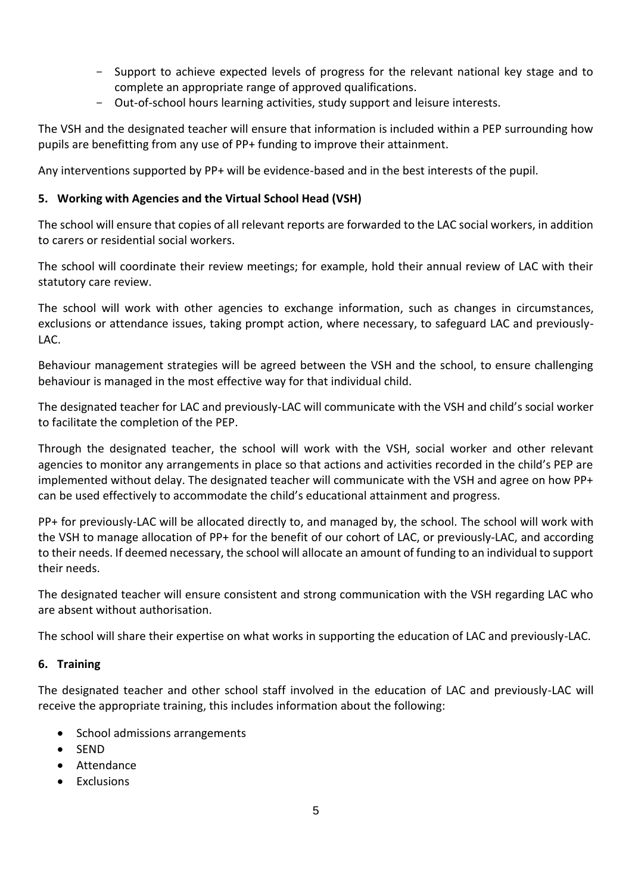- Support to achieve expected levels of progress for the relevant national key stage and to complete an appropriate range of approved qualifications.
- Out-of-school hours learning activities, study support and leisure interests.

The VSH and the designated teacher will ensure that information is included within a PEP surrounding how pupils are benefitting from any use of PP+ funding to improve their attainment.

Any interventions supported by PP+ will be evidence-based and in the best interests of the pupil.

## 5. Working with Agencies and the Virtual School Head (VSH)

The school will ensure that copies of all relevant reports are forwarded to the LAC social workers, in addition to carers or residential social workers.

The school will coordinate their review meetings; for example, hold their annual review of LAC with their statutory care review.

The school will work with other agencies to exchange information, such as changes in circumstances, exclusions or attendance issues, taking prompt action, where necessary, to safeguard LAC and previously-LAC.

Behaviour management strategies will be agreed between the VSH and the school, to ensure challenging behaviour is managed in the most effective way for that individual child.

The designated teacher for LAC and previously-LAC will communicate with the VSH and child's social worker to facilitate the completion of the PEP.

Through the designated teacher, the school will work with the VSH, social worker and other relevant agencies to monitor any arrangements in place so that actions and activities recorded in the child's PEP are implemented without delay. The designated teacher will communicate with the VSH and agree on how PP+ can be used effectively to accommodate the child's educational attainment and progress.

PP+ for previously-LAC will be allocated directly to, and managed by, the school. The school will work with the VSH to manage allocation of PP+ for the benefit of our cohort of LAC, or previously-LAC, and according to their needs. If deemed necessary, the school will allocate an amount of funding to an individual to support their needs.

The designated teacher will ensure consistent and strong communication with the VSH regarding LAC who are absent without authorisation.

The school will share their expertise on what works in supporting the education of LAC and previously-LAC.

## 6. Training

The designated teacher and other school staff involved in the education of LAC and previously-LAC will receive the appropriate training, this includes information about the following:

- School admissions arrangements
- SEND
- Attendance
- Exclusions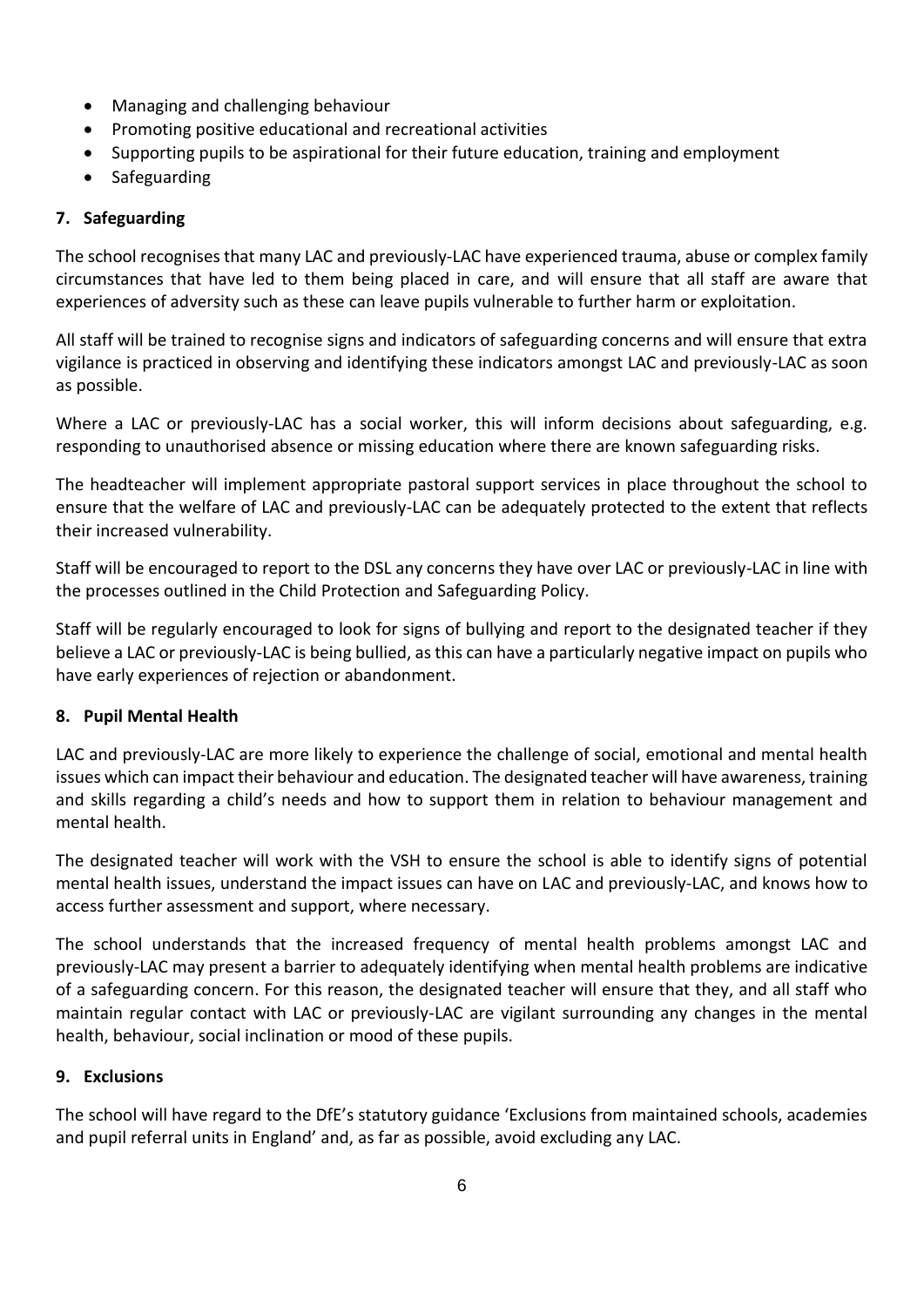- Managing and challenging behaviour
- Promoting positive educational and recreational activities
- Supporting pupils to be aspirational for their future education, training and employment
- Safeguarding

## 7. Safeguarding

The school recognises that many LAC and previously-LAC have experienced trauma, abuse or complex family circumstances that have led to them being placed in care, and will ensure that all staff are aware that experiences of adversity such as these can leave pupils vulnerable to further harm or exploitation.

All staff will be trained to recognise signs and indicators of safeguarding concerns and will ensure that extra vigilance is practiced in observing and identifying these indicators amongst LAC and previously-LAC as soon as possible.

Where a LAC or previously-LAC has a social worker, this will inform decisions about safeguarding, e.g. responding to unauthorised absence or missing education where there are known safeguarding risks.

The headteacher will implement appropriate pastoral support services in place throughout the school to ensure that the welfare of LAC and previously-LAC can be adequately protected to the extent that reflects their increased vulnerability.

Staff will be encouraged to report to the DSL any concerns they have over LAC or previously-LAC in line with the processes outlined in the Child Protection and Safeguarding Policy.

Staff will be regularly encouraged to look for signs of bullying and report to the designated teacher if they believe a LAC or previously-LAC is being bullied, as this can have a particularly negative impact on pupils who have early experiences of rejection or abandonment.

## 8. Pupil Mental Health

LAC and previously-LAC are more likely to experience the challenge of social, emotional and mental health issues which can impact their behaviour and education. The designated teacher will have awareness, training and skills regarding a child's needs and how to support them in relation to behaviour management and mental health.

The designated teacher will work with the VSH to ensure the school is able to identify signs of potential mental health issues, understand the impact issues can have on LAC and previously-LAC, and knows how to access further assessment and support, where necessary.

The school understands that the increased frequency of mental health problems amongst LAC and previously-LAC may present a barrier to adequately identifying when mental health problems are indicative of a safeguarding concern. For this reason, the designated teacher will ensure that they, and all staff who maintain regular contact with LAC or previously-LAC are vigilant surrounding any changes in the mental health, behaviour, social inclination or mood of these pupils.

## 9. Exclusions

The school will have regard to the DfE's statutory guidance 'Exclusions from maintained schools, academies and pupil referral units in England' and, as far as possible, avoid excluding any LAC.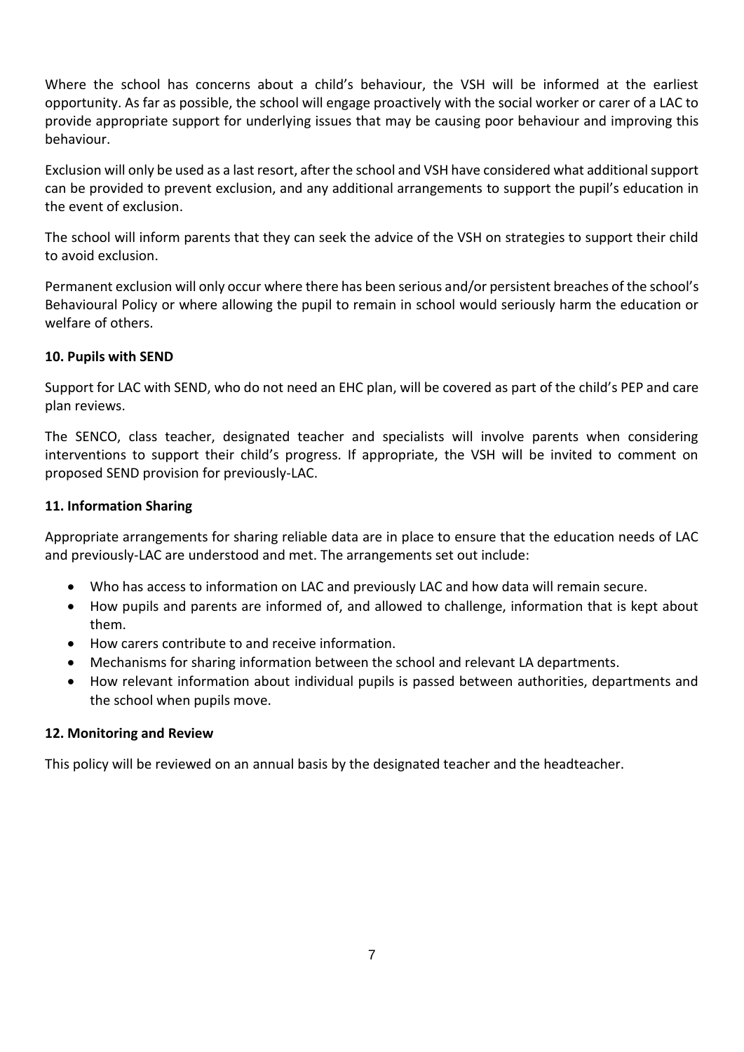Where the school has concerns about a child's behaviour, the VSH will be informed at the earliest opportunity. As far as possible, the school will engage proactively with the social worker or carer of a LAC to provide appropriate support for underlying issues that may be causing poor behaviour and improving this behaviour.

Exclusion will only be used as a last resort, after the school and VSH have considered what additional support can be provided to prevent exclusion, and any additional arrangements to support the pupil's education in the event of exclusion.

The school will inform parents that they can seek the advice of the VSH on strategies to support their child to avoid exclusion.

Permanent exclusion will only occur where there has been serious and/or persistent breaches of the school's Behavioural Policy or where allowing the pupil to remain in school would seriously harm the education or welfare of others.

**10. Pupils with SEND**

Support for LAC with SEND, who do not need an EHC plan, will be covered as part of the child's PEP and care plan reviews.

The SENCO, class teacher, designated teacher and specialists will involve parents when considering interventions to support their child's progress. If appropriate, the VSH will be invited to comment on proposed SEND provision for previously-LAC.

**11. Information Sharing**

Appropriate arrangements for sharing reliable data are in place to ensure that the education needs of LAC and previously-LAC are understood and met. The arrangements set out include:

- Who has access to information on LAC and previously LAC and how data will remain secure.
- How pupils and parents are informed of, and allowed to challenge, information that is kept about them.
- How carers contribute to and receive information.
- Mechanisms for sharing information between the school and relevant LA departments.
- How relevant information about individual pupils is passed between authorities, departments and the school when pupils move.

**12. Monitoring and Review**

This policy will be reviewed on an annual basis by the designated teacher and the headteacher.